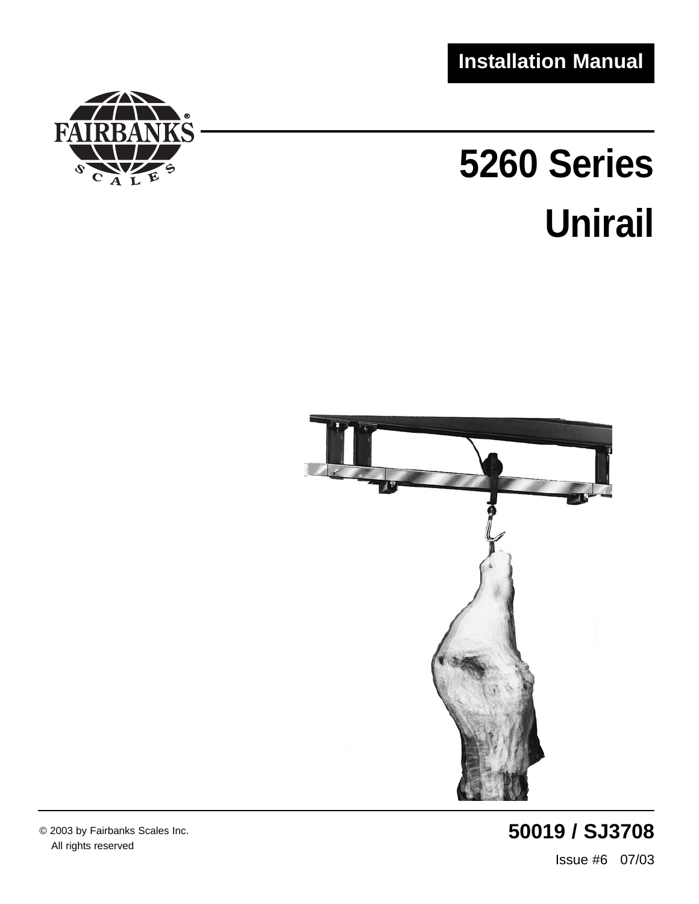Installation Manual

FAIRBANKS SCALES

# 5260 Series

# Unirail

© 2003 by Fairbanks Scales Inc.
All rights reserved

**50019 / SJ3708**

Issue #6 07/03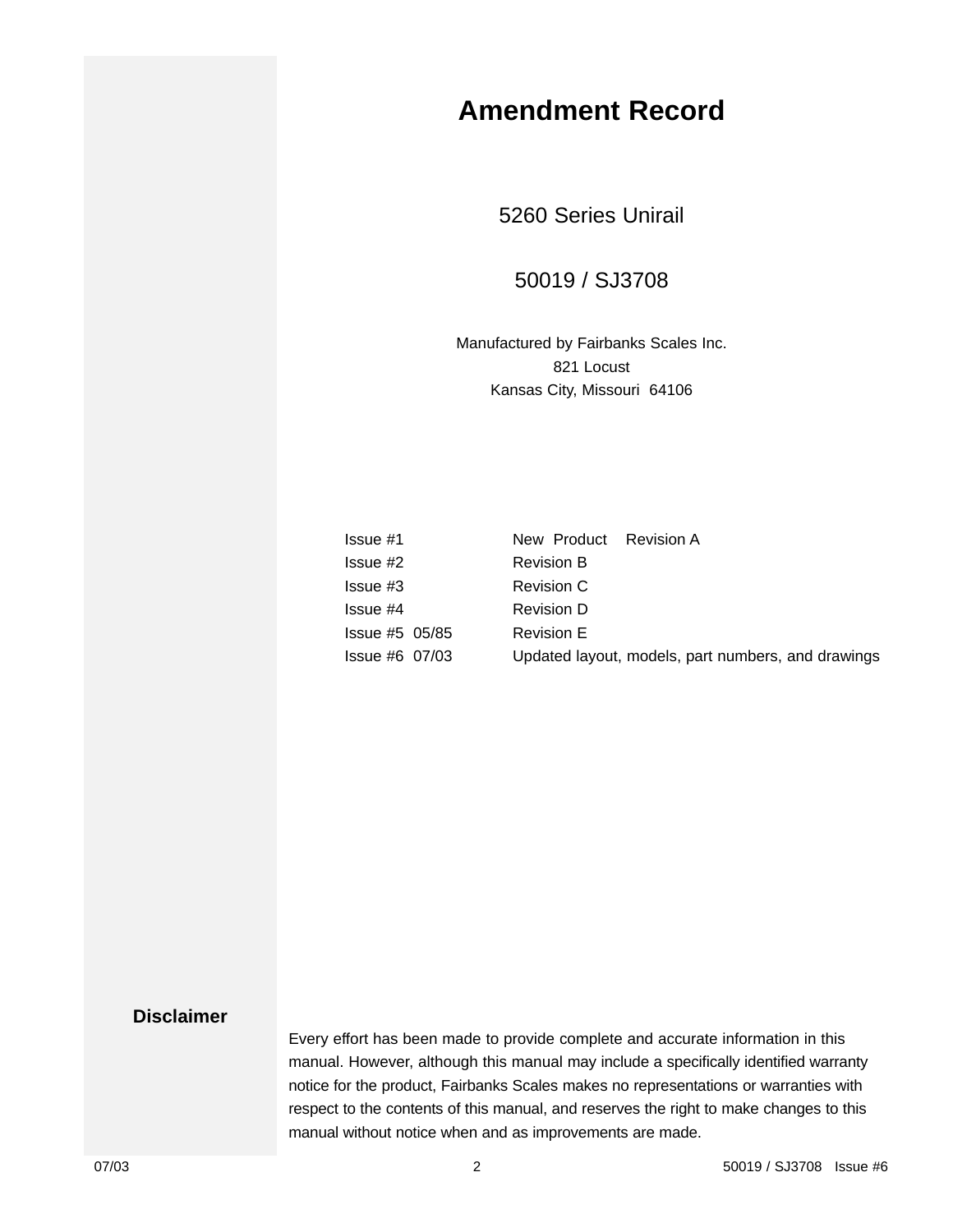# Amendment Record

5260 Series Unirail

50019 / SJ3708

Manufactured by Fairbanks Scales Inc.
821 Locust
Kansas City, Missouri 64106

| | |
|---|---|
| Issue #1 | New Product Revision A |
| Issue #2 | Revision B |
| Issue #3 | Revision C |
| Issue #4 | Revision D |
| Issue #5 05/85 | Revision E |
| Issue #6 07/03 | Updated layout, models, part numbers, and drawings |

**Disclaimer**

Every effort has been made to provide complete and accurate information in this manual. However, although this manual may include a specifically identified warranty notice for the product, Fairbanks Scales makes no representations or warranties with respect to the contents of this manual, and reserves the right to make changes to this manual without notice when and as improvements are made.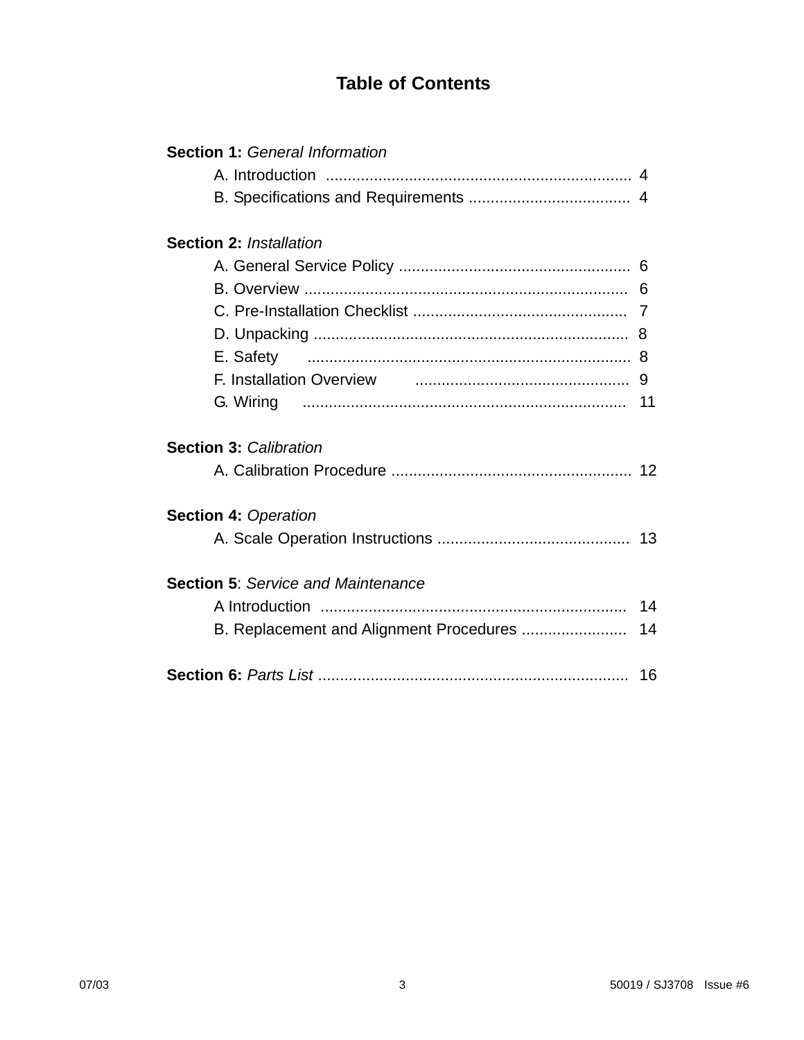# Table of Contents

**Section 1:** *General Information*

- A. Introduction ..................................................................... 4
- B. Specifications and Requirements ..................................... 4

**Section 2:** *Installation*

- A. General Service Policy ..................................................... 6
- B. Overview .......................................................................... 6
- C. Pre-Installation Checklist ................................................. 7
- D. Unpacking ........................................................................ 8
- E. Safety ............................................................................... 8
- F. Installation Overview ................................................. 9
- G. Wiring ............................................................................ 11

**Section 3:** *Calibration*

- A. Calibration Procedure ...................................................... 12

**Section 4:** *Operation*

- A. Scale Operation Instructions ........................................... 13

**Section 5**: *Service and Maintenance*

- A Introduction ..................................................................... 14
- B. Replacement and Alignment Procedures ........................ 14

**Section 6:** *Parts List* ...................................................................... 16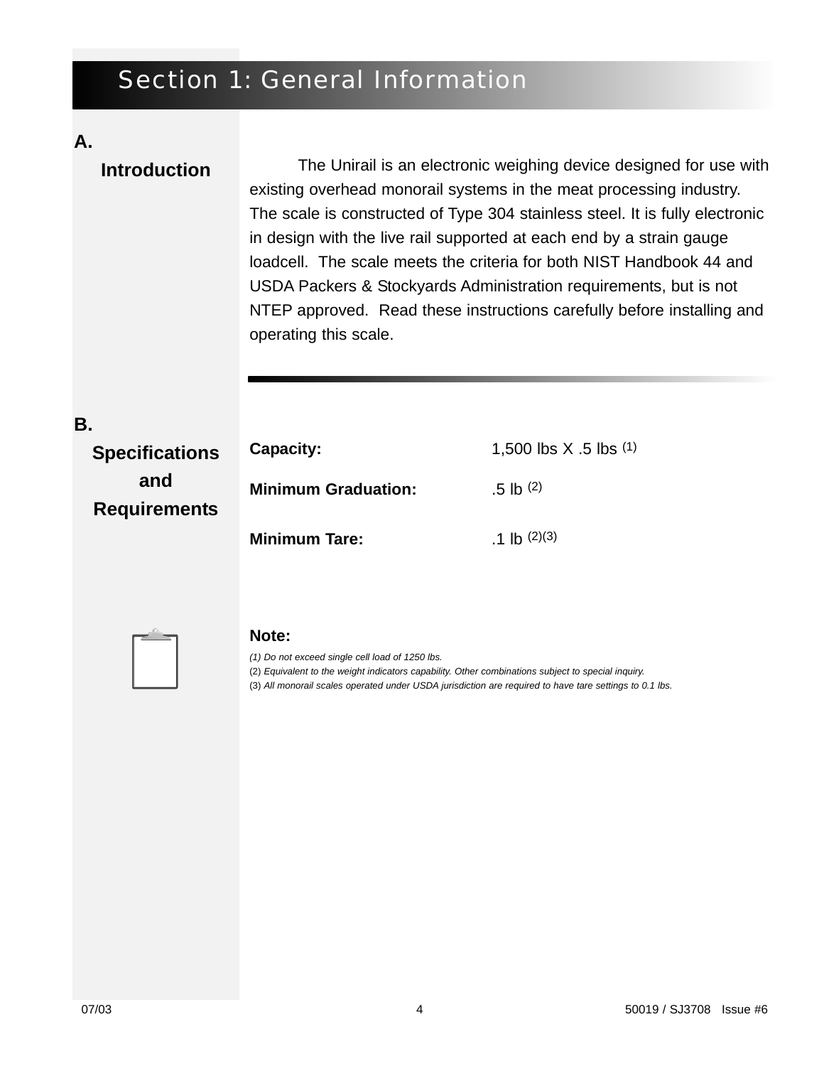# Section 1: General Information

## A. Introduction

The Unirail is an electronic weighing device designed for use with existing overhead monorail systems in the meat processing industry. The scale is constructed of Type 304 stainless steel. It is fully electronic in design with the live rail supported at each end by a strain gauge loadcell. The scale meets the criteria for both NIST Handbook 44 and USDA Packers & Stockyards Administration requirements, but is not NTEP approved. Read these instructions carefully before installing and operating this scale.

## B. Specifications and Requirements

| | |
|---|---|
| **Capacity:** | 1,500 lbs X .5 lbs (1) |
| **Minimum Graduation:** | .5 lb (2) |
| **Minimum Tare:** | .1 lb (2)(3) |

**Note:**

*(1) Do not exceed single cell load of 1250 lbs.*
(2) *Equivalent to the weight indicators capability. Other combinations subject to special inquiry.*
(3) *All monorail scales operated under USDA jurisdiction are required to have tare settings to 0.1 lbs.*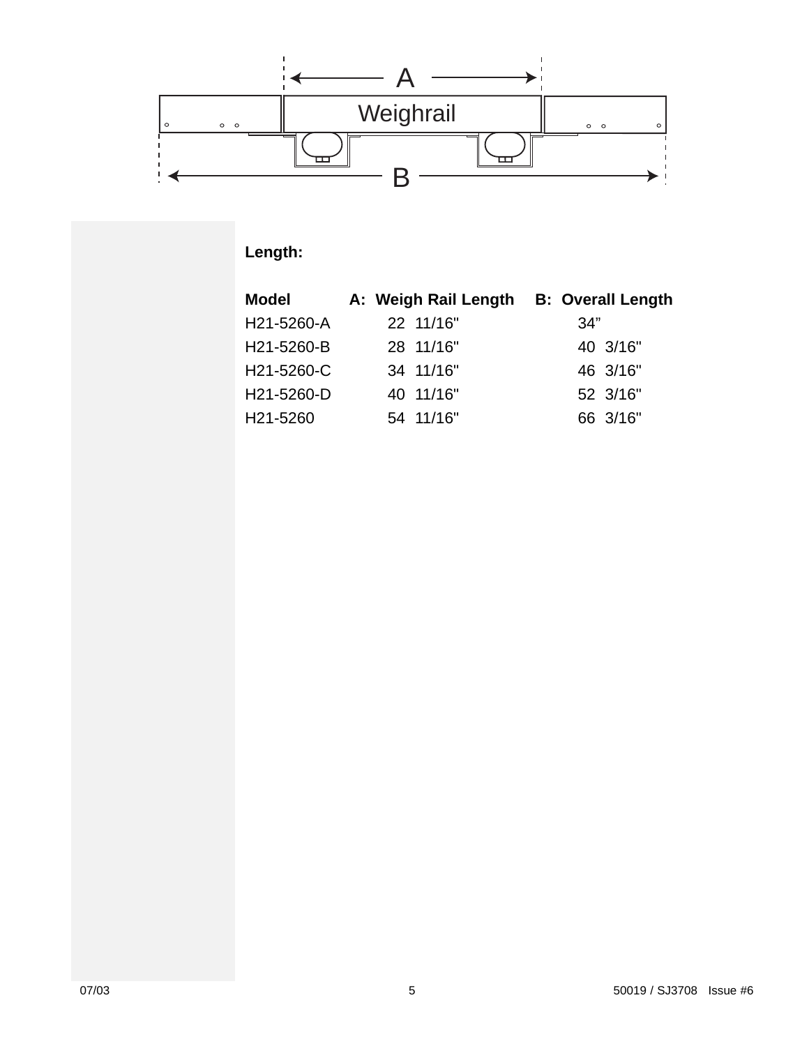**Length:**

| Model | A: Weigh Rail Length | B: Overall Length |
|---|---|---|
| H21-5260-A | 22 11/16" | 34” |
| H21-5260-B | 28 11/16" | 40 3/16" |
| H21-5260-C | 34 11/16" | 46 3/16" |
| H21-5260-D | 40 11/16" | 52 3/16" |
| H21-5260 | 54 11/16" | 66 3/16" |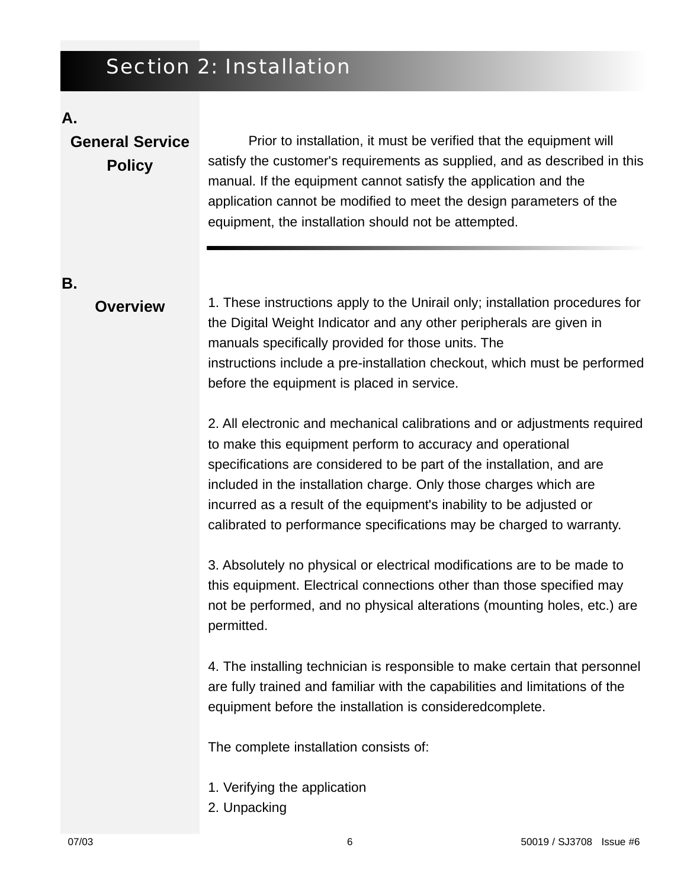# Section 2: Installation

## A. General Service Policy

Prior to installation, it must be verified that the equipment will satisfy the customer's requirements as supplied, and as described in this manual. If the equipment cannot satisfy the application and the application cannot be modified to meet the design parameters of the equipment, the installation should not be attempted.

## B. Overview

1. These instructions apply to the Unirail only; installation procedures for the Digital Weight Indicator and any other peripherals are given in manuals specifically provided for those units. The instructions include a pre-installation checkout, which must be performed before the equipment is placed in service.

2. All electronic and mechanical calibrations and or adjustments required to make this equipment perform to accuracy and operational specifications are considered to be part of the installation, and are included in the installation charge. Only those charges which are incurred as a result of the equipment's inability to be adjusted or calibrated to performance specifications may be charged to warranty.

3. Absolutely no physical or electrical modifications are to be made to this equipment. Electrical connections other than those specified may not be performed, and no physical alterations (mounting holes, etc.) are permitted.

4. The installing technician is responsible to make certain that personnel are fully trained and familiar with the capabilities and limitations of the equipment before the installation is consideredcomplete.

The complete installation consists of:

1. Verifying the application
2. Unpacking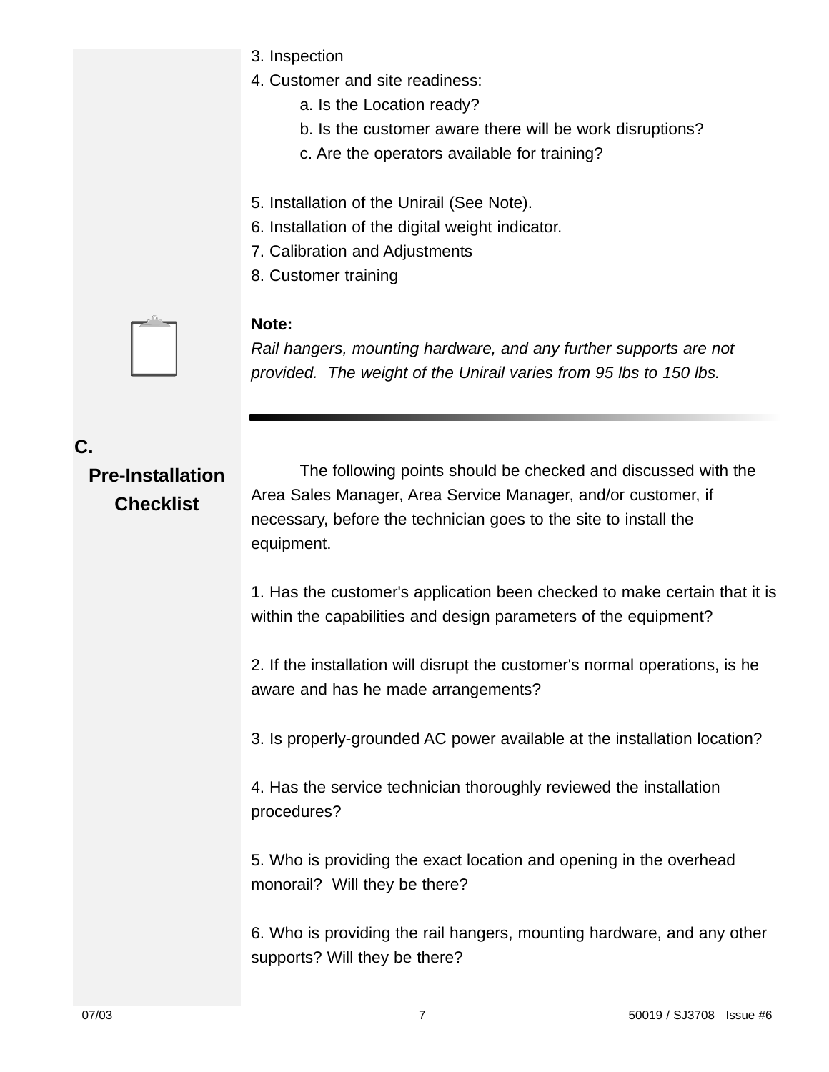3. Inspection
4. Customer and site readiness:
    a. Is the Location ready?
    b. Is the customer aware there will be work disruptions?
    c. Are the operators available for training?

5. Installation of the Unirail (See Note).
6. Installation of the digital weight indicator.
7. Calibration and Adjustments
8. Customer training

**Note:**
*Rail hangers, mounting hardware, and any further supports are not provided. The weight of the Unirail varies from 95 lbs to 150 lbs.*

---

## C. Pre-Installation Checklist

The following points should be checked and discussed with the Area Sales Manager, Area Service Manager, and/or customer, if necessary, before the technician goes to the site to install the equipment.

1. Has the customer's application been checked to make certain that it is within the capabilities and design parameters of the equipment?

2. If the installation will disrupt the customer's normal operations, is he aware and has he made arrangements?

3. Is properly-grounded AC power available at the installation location?

4. Has the service technician thoroughly reviewed the installation procedures?

5. Who is providing the exact location and opening in the overhead monorail? Will they be there?

6. Who is providing the rail hangers, mounting hardware, and any other supports? Will they be there?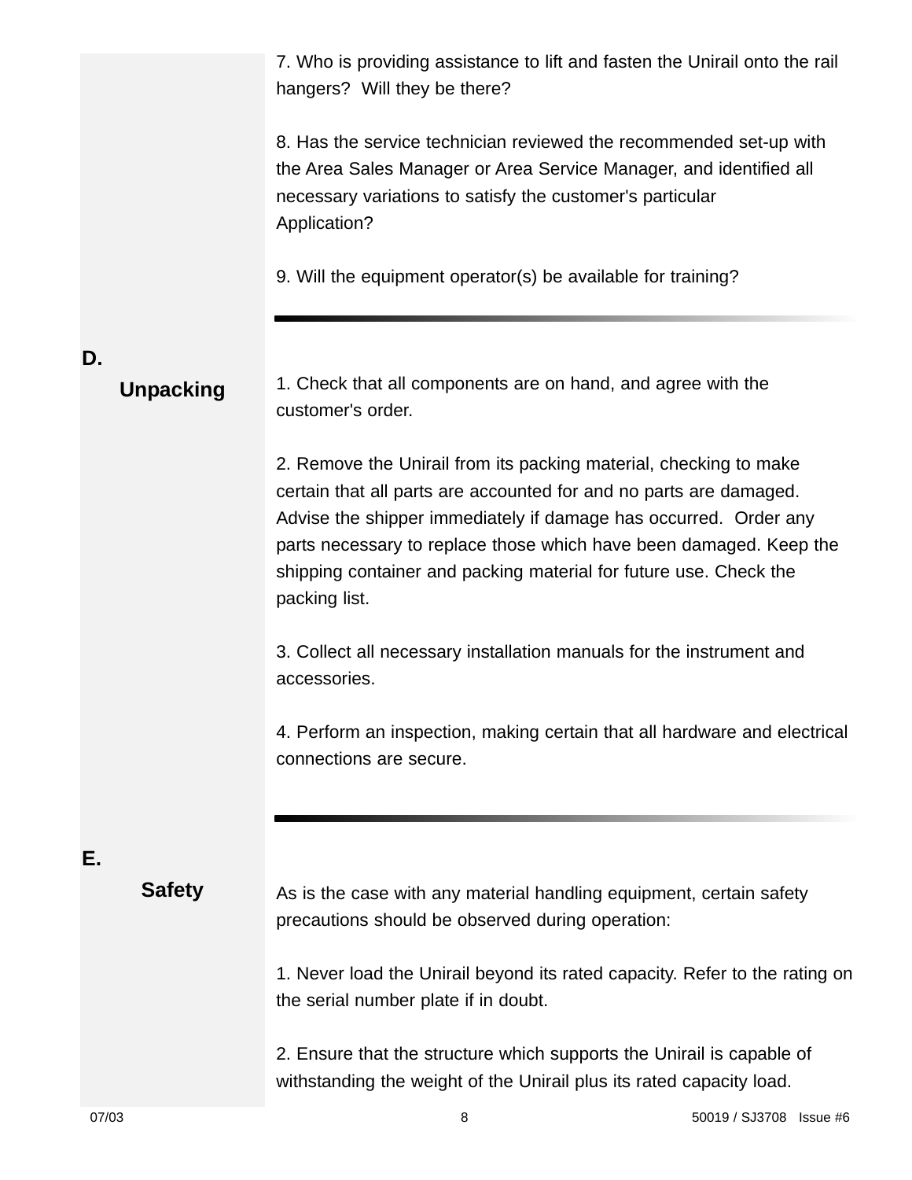7. Who is providing assistance to lift and fasten the Unirail onto the rail hangers? Will they be there?

8. Has the service technician reviewed the recommended set-up with the Area Sales Manager or Area Service Manager, and identified all necessary variations to satisfy the customer's particular Application?

9. Will the equipment operator(s) be available for training?

---

## D. Unpacking

1. Check that all components are on hand, and agree with the customer's order.

2. Remove the Unirail from its packing material, checking to make certain that all parts are accounted for and no parts are damaged. Advise the shipper immediately if damage has occurred. Order any parts necessary to replace those which have been damaged. Keep the shipping container and packing material for future use. Check the packing list.

3. Collect all necessary installation manuals for the instrument and accessories.

4. Perform an inspection, making certain that all hardware and electrical connections are secure.

---

## E. Safety

As is the case with any material handling equipment, certain safety precautions should be observed during operation:

1. Never load the Unirail beyond its rated capacity. Refer to the rating on the serial number plate if in doubt.

2. Ensure that the structure which supports the Unirail is capable of withstanding the weight of the Unirail plus its rated capacity load.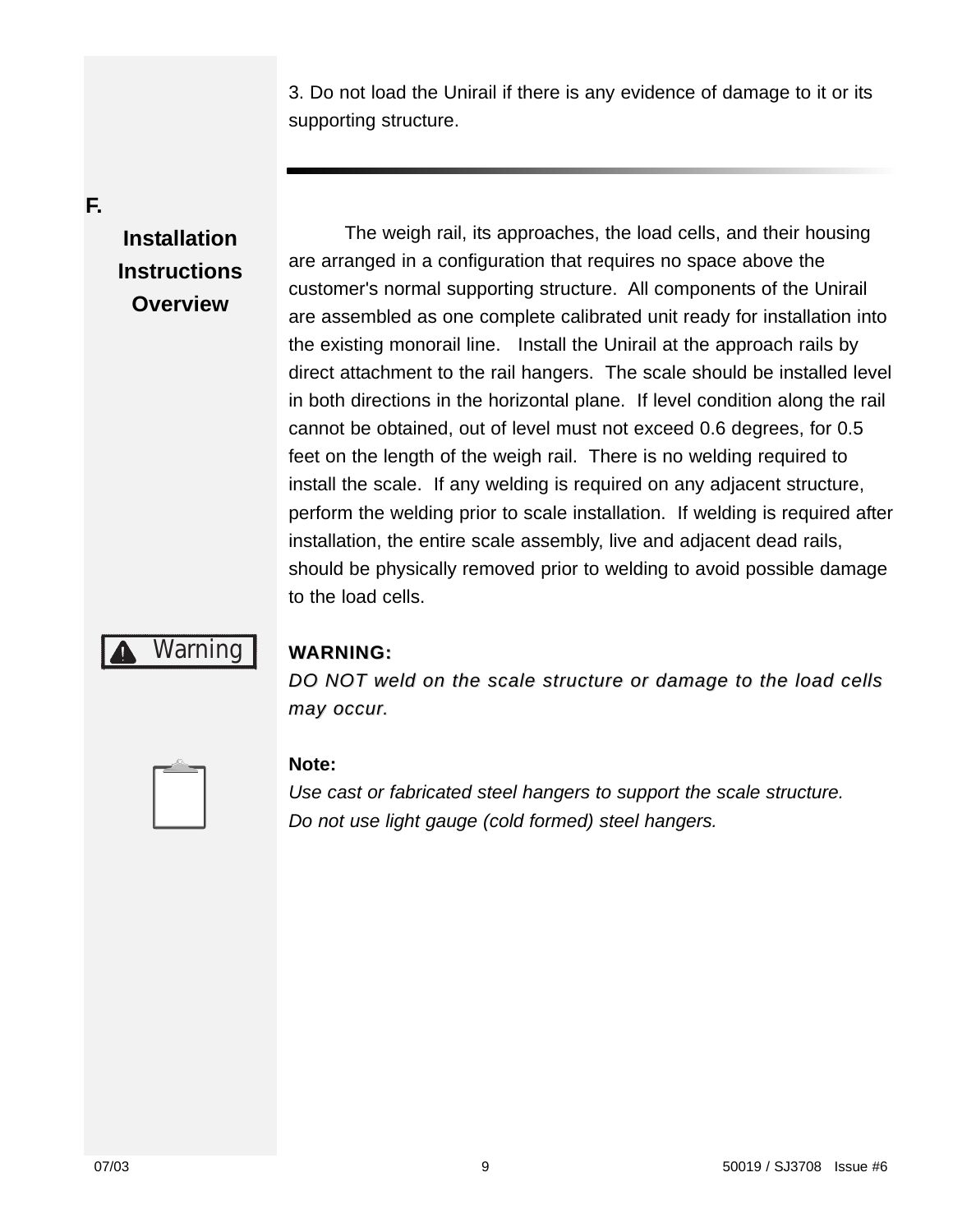3. Do not load the Unirail if there is any evidence of damage to it or its supporting structure.

## F. Installation Instructions Overview

The weigh rail, its approaches, the load cells, and their housing are arranged in a configuration that requires no space above the customer's normal supporting structure. All components of the Unirail are assembled as one complete calibrated unit ready for installation into the existing monorail line. Install the Unirail at the approach rails by direct attachment to the rail hangers. The scale should be installed level in both directions in the horizontal plane. If level condition along the rail cannot be obtained, out of level must not exceed 0.6 degrees, for 0.5 feet on the length of the weigh rail. There is no welding required to install the scale. If any welding is required on any adjacent structure, perform the welding prior to scale installation. If welding is required after installation, the entire scale assembly, live and adjacent dead rails, should be physically removed prior to welding to avoid possible damage to the load cells.

Warning

**WARNING:**
*DO NOT weld on the scale structure or damage to the load cells may occur.*

**Note:**
*Use cast or fabricated steel hangers to support the scale structure.*
*Do not use light gauge (cold formed) steel hangers.*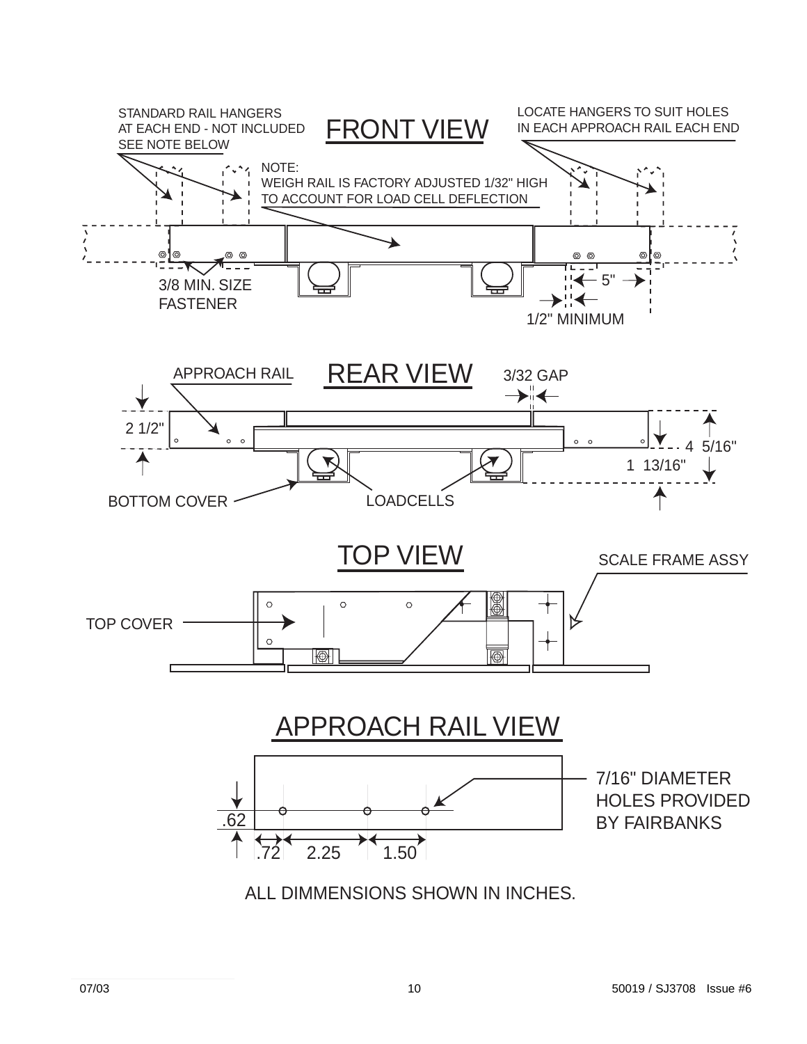## FRONT VIEW

STANDARD RAIL HANGERS AT EACH END - NOT INCLUDED SEE NOTE BELOW

LOCATE HANGERS TO SUIT HOLES IN EACH APPROACH RAIL EACH END

NOTE:
WEIGH RAIL IS FACTORY ADJUSTED 1/32" HIGH TO ACCOUNT FOR LOAD CELL DEFLECTION

3/8 MIN. SIZE FASTENER

5"

1/2" MINIMUM

## REAR VIEW

APPROACH RAIL

3/32 GAP

2 1/2"

4 5/16"

1 13/16"

BOTTOM COVER

LOADCELLS

## TOP VIEW

SCALE FRAME ASSY

TOP COVER

## APPROACH RAIL VIEW

7/16" DIAMETER HOLES PROVIDED BY FAIRBANKS

.62

.72 2.25 1.50

ALL DIMMENSIONS SHOWN IN INCHES.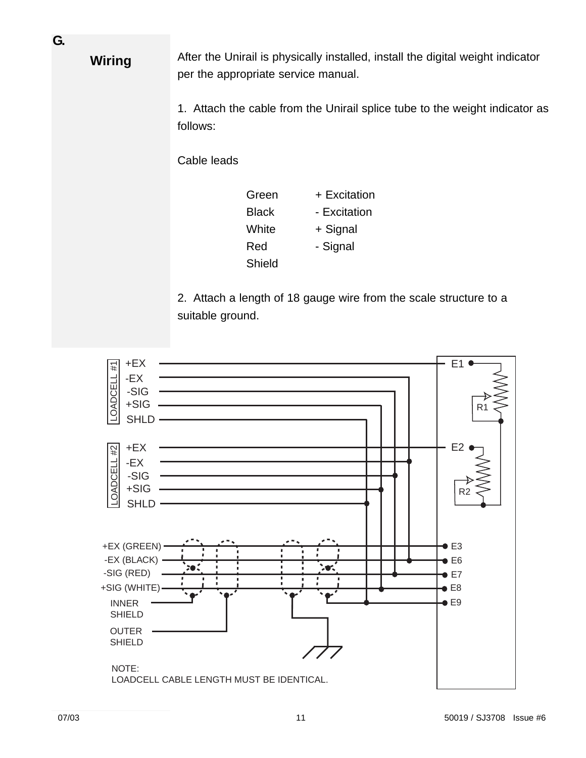## G. Wiring

After the Unirail is physically installed, install the digital weight indicator per the appropriate service manual.

1. Attach the cable from the Unirail splice tube to the weight indicator as follows:

Cable leads

| | |
|---|---|
| Green | + Excitation |
| Black | - Excitation |
| White | + Signal |
| Red | - Signal |
| Shield | |

2. Attach a length of 18 gauge wire from the scale structure to a suitable ground.

LOADCELL #1: +EX, -EX, -SIG, +SIG, SHLD

LOADCELL #2: +EX, -EX, -SIG, +SIG, SHLD

+EX (GREEN), -EX (BLACK), -SIG (RED), +SIG (WHITE), INNER SHIELD, OUTER SHIELD

E1, E2, R1, R2, E3, E6, E7, E8, E9

NOTE:
LOADCELL CABLE LENGTH MUST BE IDENTICAL.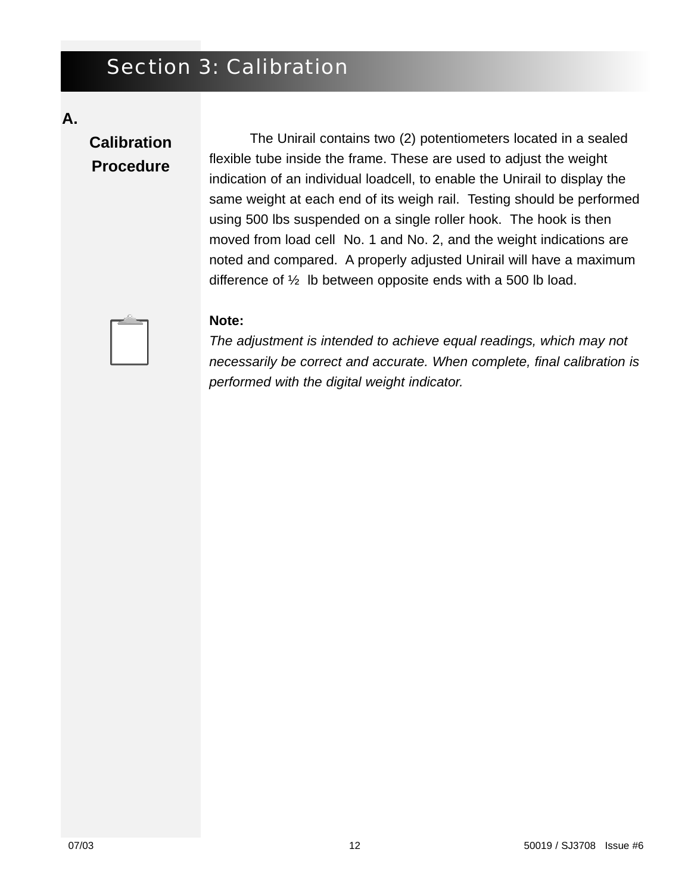# Section 3: Calibration

## A. Calibration Procedure

The Unirail contains two (2) potentiometers located in a sealed flexible tube inside the frame. These are used to adjust the weight indication of an individual loadcell, to enable the Unirail to display the same weight at each end of its weigh rail. Testing should be performed using 500 lbs suspended on a single roller hook. The hook is then moved from load cell No. 1 and No. 2, and the weight indications are noted and compared. A properly adjusted Unirail will have a maximum difference of ½ lb between opposite ends with a 500 lb load.

**Note:**
*The adjustment is intended to achieve equal readings, which may not necessarily be correct and accurate. When complete, final calibration is performed with the digital weight indicator.*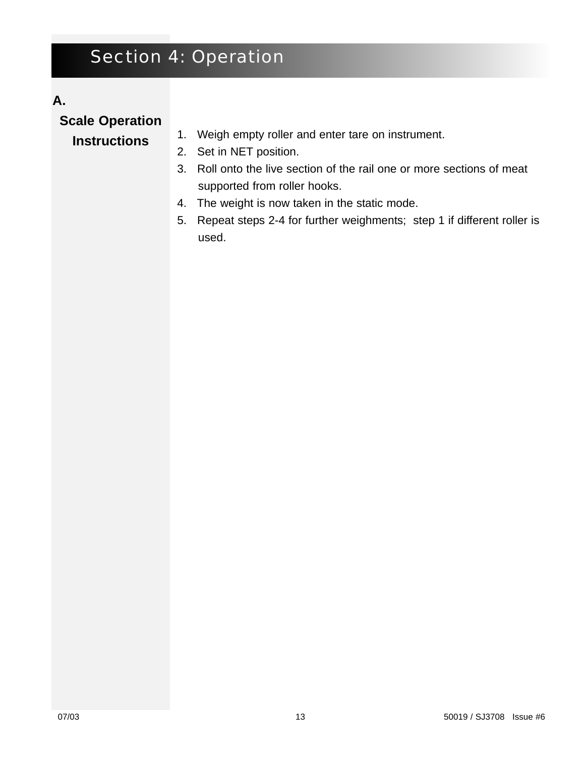# Section 4: Operation

## A. Scale Operation Instructions

1. Weigh empty roller and enter tare on instrument.
2. Set in NET position.
3. Roll onto the live section of the rail one or more sections of meat supported from roller hooks.
4. The weight is now taken in the static mode.
5. Repeat steps 2-4 for further weighments; step 1 if different roller is used.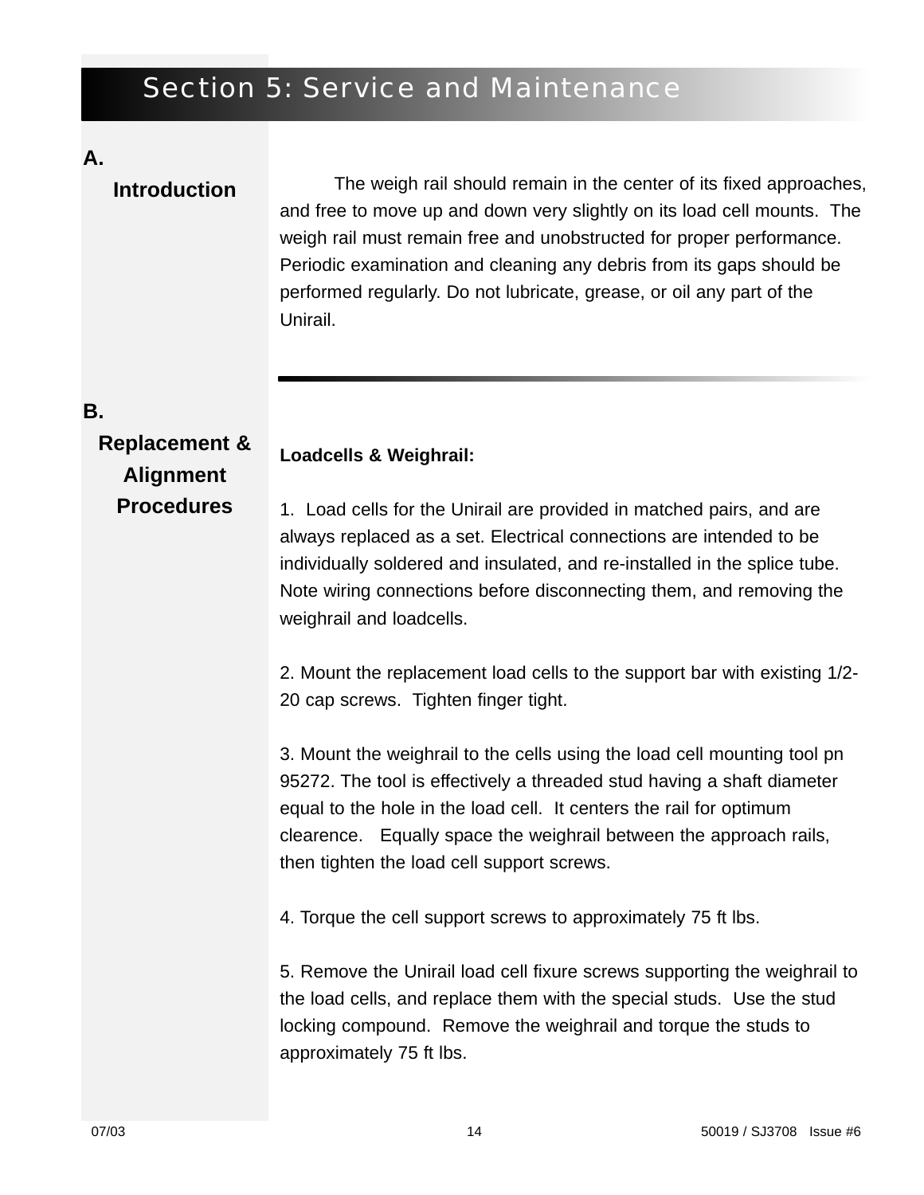# Section 5: Service and Maintenance

## A. Introduction

The weigh rail should remain in the center of its fixed approaches, and free to move up and down very slightly on its load cell mounts. The weigh rail must remain free and unobstructed for proper performance. Periodic examination and cleaning any debris from its gaps should be performed regularly. Do not lubricate, grease, or oil any part of the Unirail.

## B. Replacement & Alignment Procedures

**Loadcells & Weighrail:**

1. Load cells for the Unirail are provided in matched pairs, and are always replaced as a set. Electrical connections are intended to be individually soldered and insulated, and re-installed in the splice tube. Note wiring connections before disconnecting them, and removing the weighrail and loadcells.

2. Mount the replacement load cells to the support bar with existing 1/2-20 cap screws. Tighten finger tight.

3. Mount the weighrail to the cells using the load cell mounting tool pn 95272. The tool is effectively a threaded stud having a shaft diameter equal to the hole in the load cell. It centers the rail for optimum clearence. Equally space the weighrail between the approach rails, then tighten the load cell support screws.

4. Torque the cell support screws to approximately 75 ft lbs.

5. Remove the Unirail load cell fixure screws supporting the weighrail to the load cells, and replace them with the special studs. Use the stud locking compound. Remove the weighrail and torque the studs to approximately 75 ft lbs.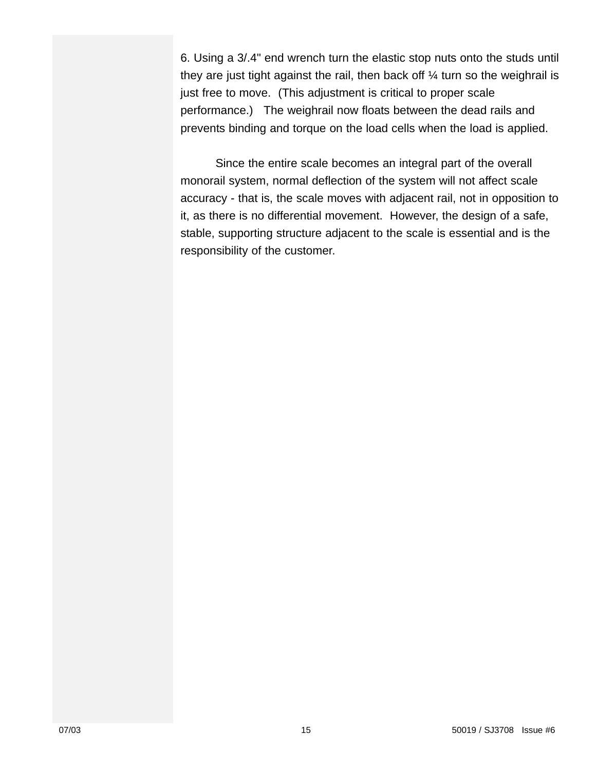6. Using a 3/.4" end wrench turn the elastic stop nuts onto the studs until they are just tight against the rail, then back off ¼ turn so the weighrail is just free to move. (This adjustment is critical to proper scale performance.) The weighrail now floats between the dead rails and prevents binding and torque on the load cells when the load is applied.

Since the entire scale becomes an integral part of the overall monorail system, normal deflection of the system will not affect scale accuracy - that is, the scale moves with adjacent rail, not in opposition to it, as there is no differential movement. However, the design of a safe, stable, supporting structure adjacent to the scale is essential and is the responsibility of the customer.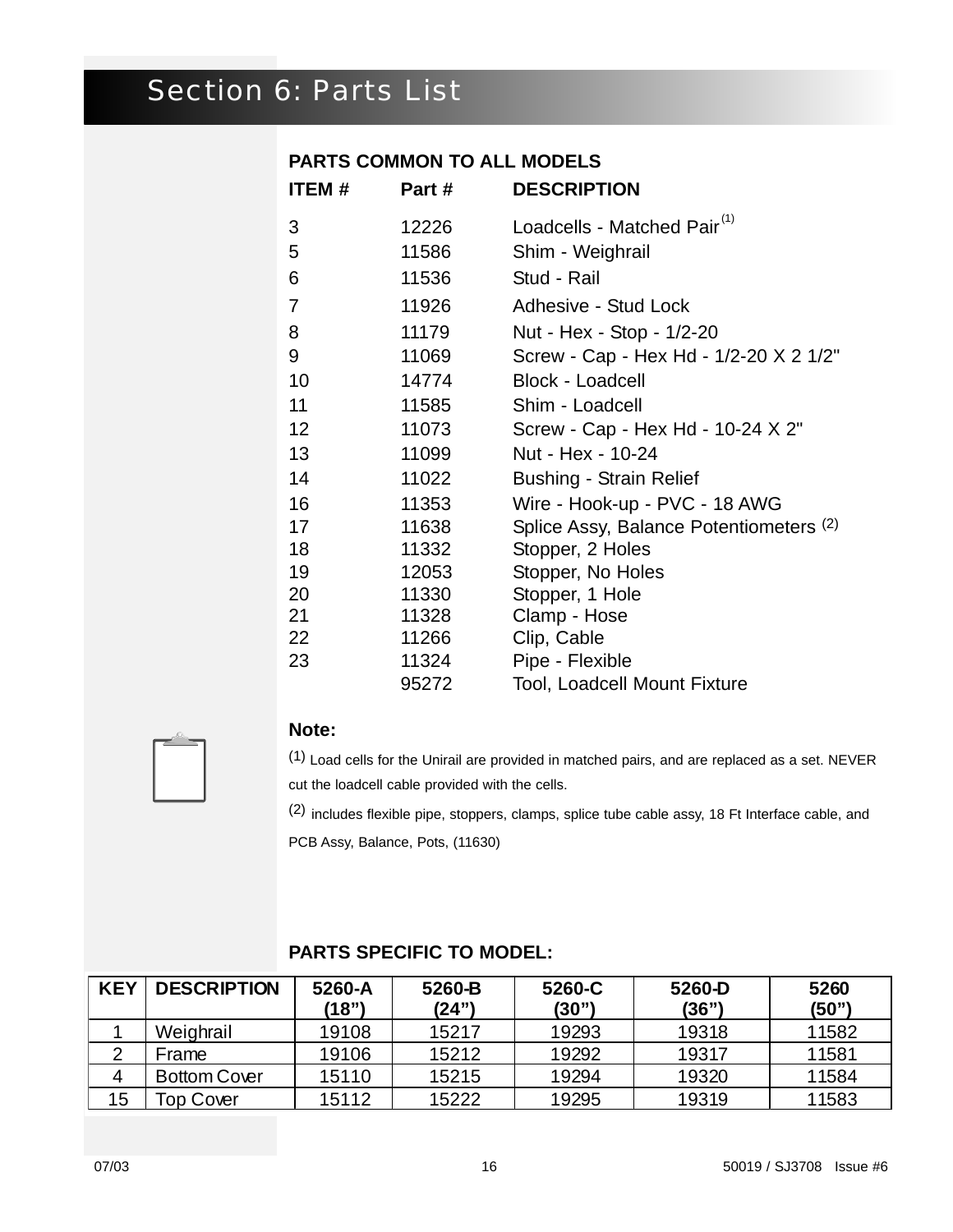# Section 6: Parts List

**PARTS COMMON TO ALL MODELS**

| ITEM # | Part # | DESCRIPTION |
|---|---|---|
| 3 | 12226 | Loadcells - Matched Pair (1) |
| 5 | 11586 | Shim - Weighrail |
| 6 | 11536 | Stud - Rail |
| 7 | 11926 | Adhesive - Stud Lock |
| 8 | 11179 | Nut - Hex - Stop - 1/2-20 |
| 9 | 11069 | Screw - Cap - Hex Hd - 1/2-20 X 2 1/2" |
| 10 | 14774 | Block - Loadcell |
| 11 | 11585 | Shim - Loadcell |
| 12 | 11073 | Screw - Cap - Hex Hd - 10-24 X 2" |
| 13 | 11099 | Nut - Hex - 10-24 |
| 14 | 11022 | Bushing - Strain Relief |
| 16 | 11353 | Wire - Hook-up - PVC - 18 AWG |
| 17 | 11638 | Splice Assy, Balance Potentiometers (2) |
| 18 | 11332 | Stopper, 2 Holes |
| 19 | 12053 | Stopper, No Holes |
| 20 | 11330 | Stopper, 1 Hole |
| 21 | 11328 | Clamp - Hose |
| 22 | 11266 | Clip, Cable |
| 23 | 11324 | Pipe - Flexible |
| | 95272 | Tool, Loadcell Mount Fixture |

**Note:**

(1) Load cells for the Unirail are provided in matched pairs, and are replaced as a set. NEVER cut the loadcell cable provided with the cells.

(2) includes flexible pipe, stoppers, clamps, splice tube cable assy, 18 Ft Interface cable, and PCB Assy, Balance, Pots, (11630)

**PARTS SPECIFIC TO MODEL:**

| KEY | DESCRIPTION | 5260-A (18") | 5260-B (24") | 5260-C (30") | 5260-D (36") | 5260 (50") |
|---|---|---|---|---|---|---|
| 1 | Weighrail | 19108 | 15217 | 19293 | 19318 | 11582 |
| 2 | Frame | 19106 | 15212 | 19292 | 19317 | 11581 |
| 4 | Bottom Cover | 15110 | 15215 | 19294 | 19320 | 11584 |
| 15 | Top Cover | 15112 | 15222 | 19295 | 19319 | 11583 |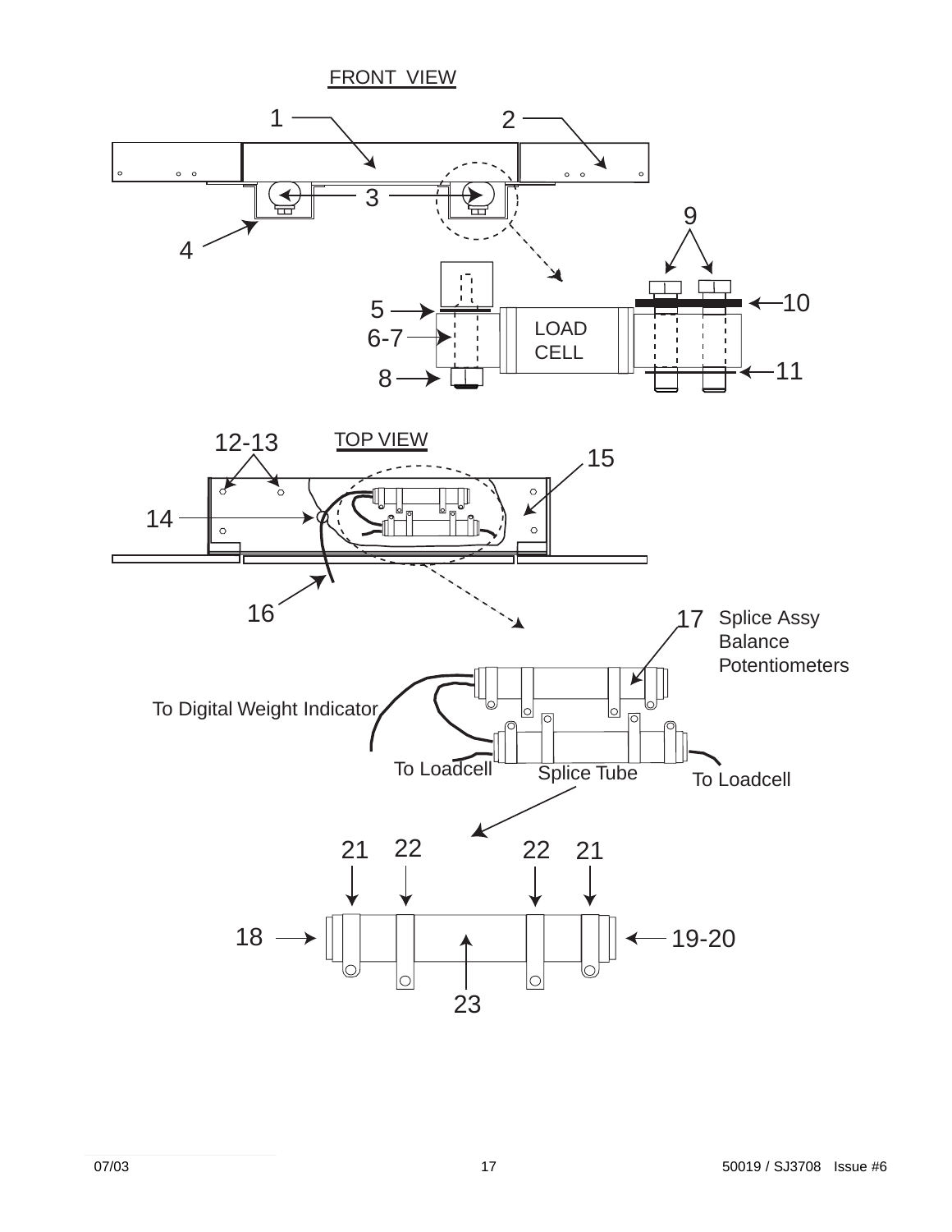FRONT VIEW

1
2
3
4
9
10
5
6-7
LOAD CELL
11
8

TOP VIEW

12-13
15
14
16

17 Splice Assy Balance Potentiometers

To Digital Weight Indicator

To Loadcell

Splice Tube

To Loadcell

21
22
22
21
18
19-20
23